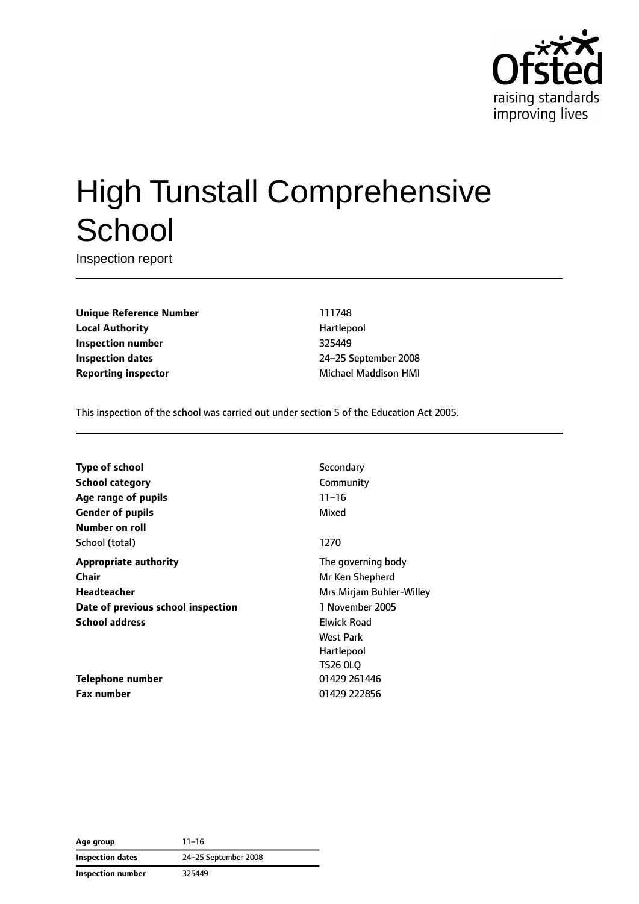# High Tunstall Comprehensive School

Inspection report

| | |
|---|---|
| **Unique Reference Number** | 111748 |
| **Local Authority** | Hartlepool |
| **Inspection number** | 325449 |
| **Inspection dates** | 24–25 September 2008 |
| **Reporting inspector** | Michael Maddison HMI |

This inspection of the school was carried out under section 5 of the Education Act 2005.

| | |
|---|---|
| **Type of school** | Secondary |
| **School category** | Community |
| **Age range of pupils** | 11–16 |
| **Gender of pupils** | Mixed |
| **Number on roll** | |
| School (total) | 1270 |
| **Appropriate authority** | The governing body |
| **Chair** | Mr Ken Shepherd |
| **Headteacher** | Mrs Mirjam Buhler-Willey |
| **Date of previous school inspection** | 1 November 2005 |
| **School address** | Elwick Road<br>West Park<br>Hartlepool<br>TS26 0LQ |
| **Telephone number** | 01429 261446 |
| **Fax number** | 01429 222856 |

| | |
|---|---|
| **Age group** | 11–16 |
| **Inspection dates** | 24–25 September 2008 |
| **Inspection number** | 325449 |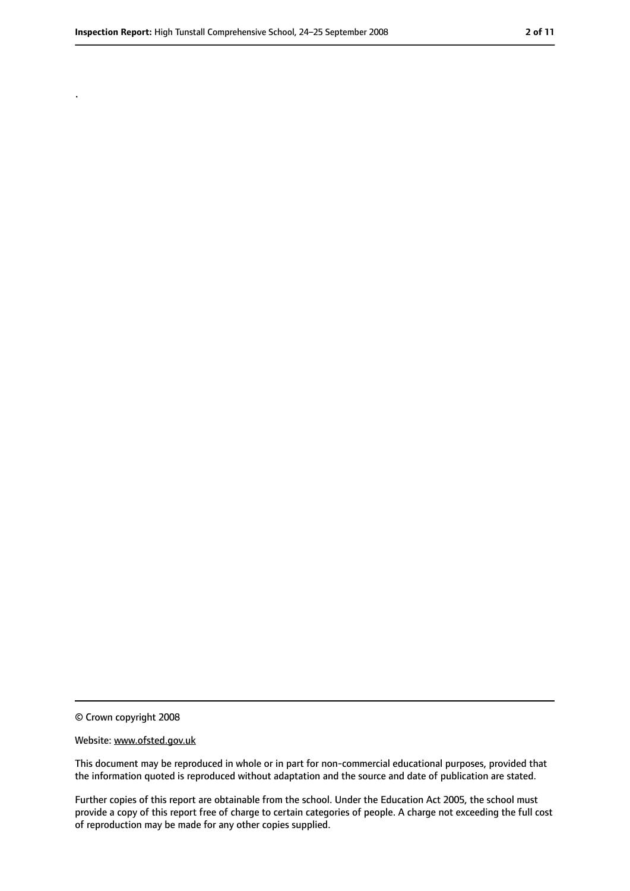.

© Crown copyright 2008

Website: www.ofsted.gov.uk

This document may be reproduced in whole or in part for non-commercial educational purposes, provided that the information quoted is reproduced without adaptation and the source and date of publication are stated.

Further copies of this report are obtainable from the school. Under the Education Act 2005, the school must provide a copy of this report free of charge to certain categories of people. A charge not exceeding the full cost of reproduction may be made for any other copies supplied.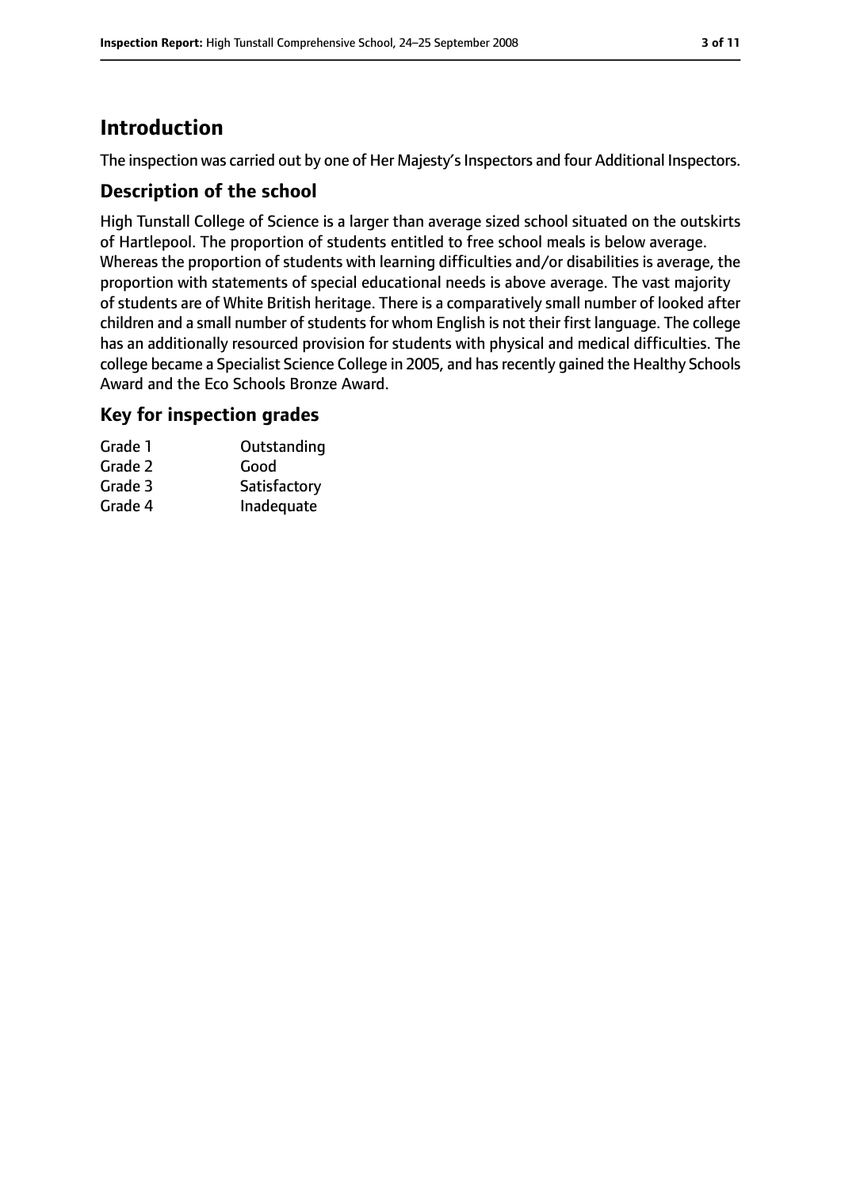# Introduction

The inspection was carried out by one of Her Majesty's Inspectors and four Additional Inspectors.

## Description of the school

High Tunstall College of Science is a larger than average sized school situated on the outskirts of Hartlepool. The proportion of students entitled to free school meals is below average. Whereas the proportion of students with learning difficulties and/or disabilities is average, the proportion with statements of special educational needs is above average. The vast majority of students are of White British heritage. There is a comparatively small number of looked after children and a small number of students for whom English is not their first language. The college has an additionally resourced provision for students with physical and medical difficulties. The college became a Specialist Science College in 2005, and has recently gained the Healthy Schools Award and the Eco Schools Bronze Award.

## Key for inspection grades

| | |
|---|---|
| Grade 1 | Outstanding |
| Grade 2 | Good |
| Grade 3 | Satisfactory |
| Grade 4 | Inadequate |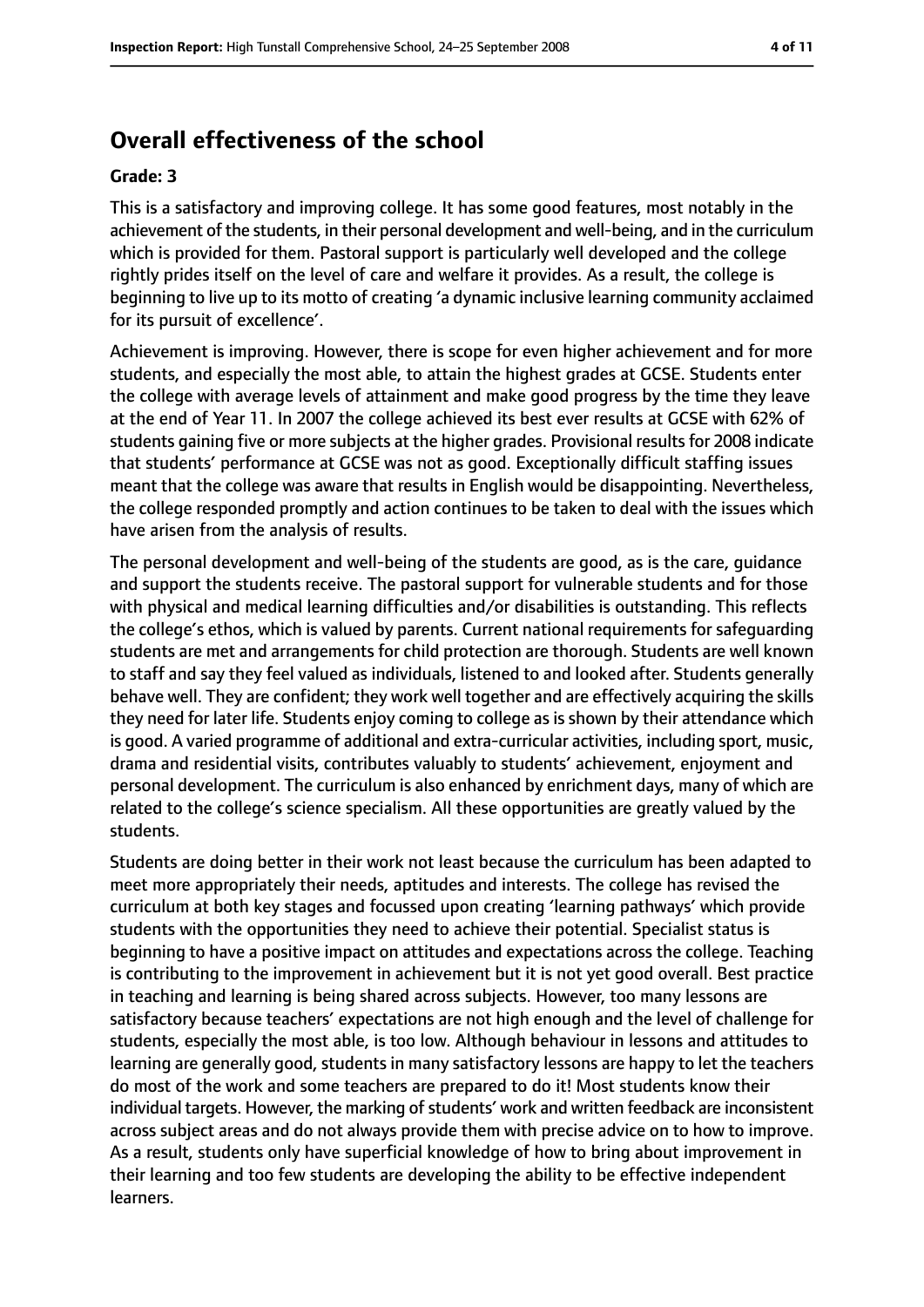## Overall effectiveness of the school

**Grade: 3**

This is a satisfactory and improving college. It has some good features, most notably in the achievement of the students, in their personal development and well-being, and in the curriculum which is provided for them. Pastoral support is particularly well developed and the college rightly prides itself on the level of care and welfare it provides. As a result, the college is beginning to live up to its motto of creating 'a dynamic inclusive learning community acclaimed for its pursuit of excellence'.

Achievement is improving. However, there is scope for even higher achievement and for more students, and especially the most able, to attain the highest grades at GCSE. Students enter the college with average levels of attainment and make good progress by the time they leave at the end of Year 11. In 2007 the college achieved its best ever results at GCSE with 62% of students gaining five or more subjects at the higher grades. Provisional results for 2008 indicate that students' performance at GCSE was not as good. Exceptionally difficult staffing issues meant that the college was aware that results in English would be disappointing. Nevertheless, the college responded promptly and action continues to be taken to deal with the issues which have arisen from the analysis of results.

The personal development and well-being of the students are good, as is the care, guidance and support the students receive. The pastoral support for vulnerable students and for those with physical and medical learning difficulties and/or disabilities is outstanding. This reflects the college's ethos, which is valued by parents. Current national requirements for safeguarding students are met and arrangements for child protection are thorough. Students are well known to staff and say they feel valued as individuals, listened to and looked after. Students generally behave well. They are confident; they work well together and are effectively acquiring the skills they need for later life. Students enjoy coming to college as is shown by their attendance which is good. A varied programme of additional and extra-curricular activities, including sport, music, drama and residential visits, contributes valuably to students' achievement, enjoyment and personal development. The curriculum is also enhanced by enrichment days, many of which are related to the college's science specialism. All these opportunities are greatly valued by the students.

Students are doing better in their work not least because the curriculum has been adapted to meet more appropriately their needs, aptitudes and interests. The college has revised the curriculum at both key stages and focussed upon creating 'learning pathways' which provide students with the opportunities they need to achieve their potential. Specialist status is beginning to have a positive impact on attitudes and expectations across the college. Teaching is contributing to the improvement in achievement but it is not yet good overall. Best practice in teaching and learning is being shared across subjects. However, too many lessons are satisfactory because teachers' expectations are not high enough and the level of challenge for students, especially the most able, is too low. Although behaviour in lessons and attitudes to learning are generally good, students in many satisfactory lessons are happy to let the teachers do most of the work and some teachers are prepared to do it! Most students know their individual targets. However, the marking of students' work and written feedback are inconsistent across subject areas and do not always provide them with precise advice on to how to improve. As a result, students only have superficial knowledge of how to bring about improvement in their learning and too few students are developing the ability to be effective independent learners.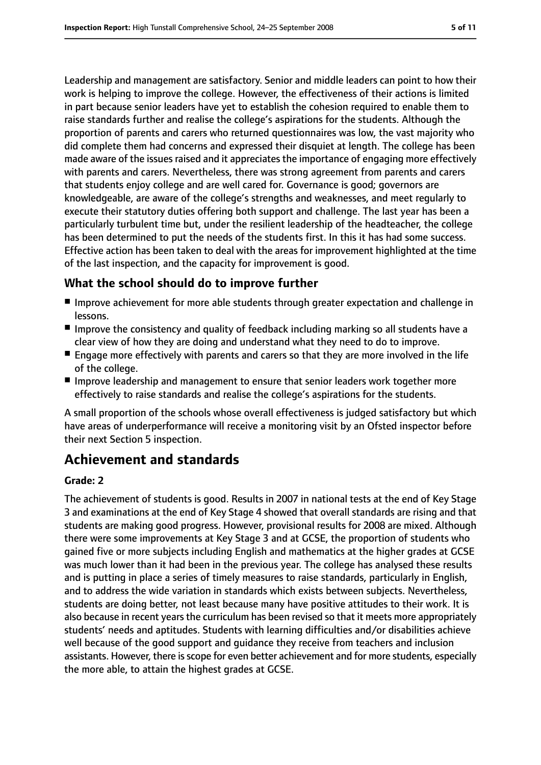Leadership and management are satisfactory. Senior and middle leaders can point to how their work is helping to improve the college. However, the effectiveness of their actions is limited in part because senior leaders have yet to establish the cohesion required to enable them to raise standards further and realise the college's aspirations for the students. Although the proportion of parents and carers who returned questionnaires was low, the vast majority who did complete them had concerns and expressed their disquiet at length. The college has been made aware of the issues raised and it appreciates the importance of engaging more effectively with parents and carers. Nevertheless, there was strong agreement from parents and carers that students enjoy college and are well cared for. Governance is good; governors are knowledgeable, are aware of the college's strengths and weaknesses, and meet regularly to execute their statutory duties offering both support and challenge. The last year has been a particularly turbulent time but, under the resilient leadership of the headteacher, the college has been determined to put the needs of the students first. In this it has had some success. Effective action has been taken to deal with the areas for improvement highlighted at the time of the last inspection, and the capacity for improvement is good.

### What the school should do to improve further

- Improve achievement for more able students through greater expectation and challenge in lessons.
- Improve the consistency and quality of feedback including marking so all students have a clear view of how they are doing and understand what they need to do to improve.
- Engage more effectively with parents and carers so that they are more involved in the life of the college.
- Improve leadership and management to ensure that senior leaders work together more effectively to raise standards and realise the college's aspirations for the students.

A small proportion of the schools whose overall effectiveness is judged satisfactory but which have areas of underperformance will receive a monitoring visit by an Ofsted inspector before their next Section 5 inspection.

## Achievement and standards

**Grade: 2**

The achievement of students is good. Results in 2007 in national tests at the end of Key Stage 3 and examinations at the end of Key Stage 4 showed that overall standards are rising and that students are making good progress. However, provisional results for 2008 are mixed. Although there were some improvements at Key Stage 3 and at GCSE, the proportion of students who gained five or more subjects including English and mathematics at the higher grades at GCSE was much lower than it had been in the previous year. The college has analysed these results and is putting in place a series of timely measures to raise standards, particularly in English, and to address the wide variation in standards which exists between subjects. Nevertheless, students are doing better, not least because many have positive attitudes to their work. It is also because in recent years the curriculum has been revised so that it meets more appropriately students' needs and aptitudes. Students with learning difficulties and/or disabilities achieve well because of the good support and guidance they receive from teachers and inclusion assistants. However, there is scope for even better achievement and for more students, especially the more able, to attain the highest grades at GCSE.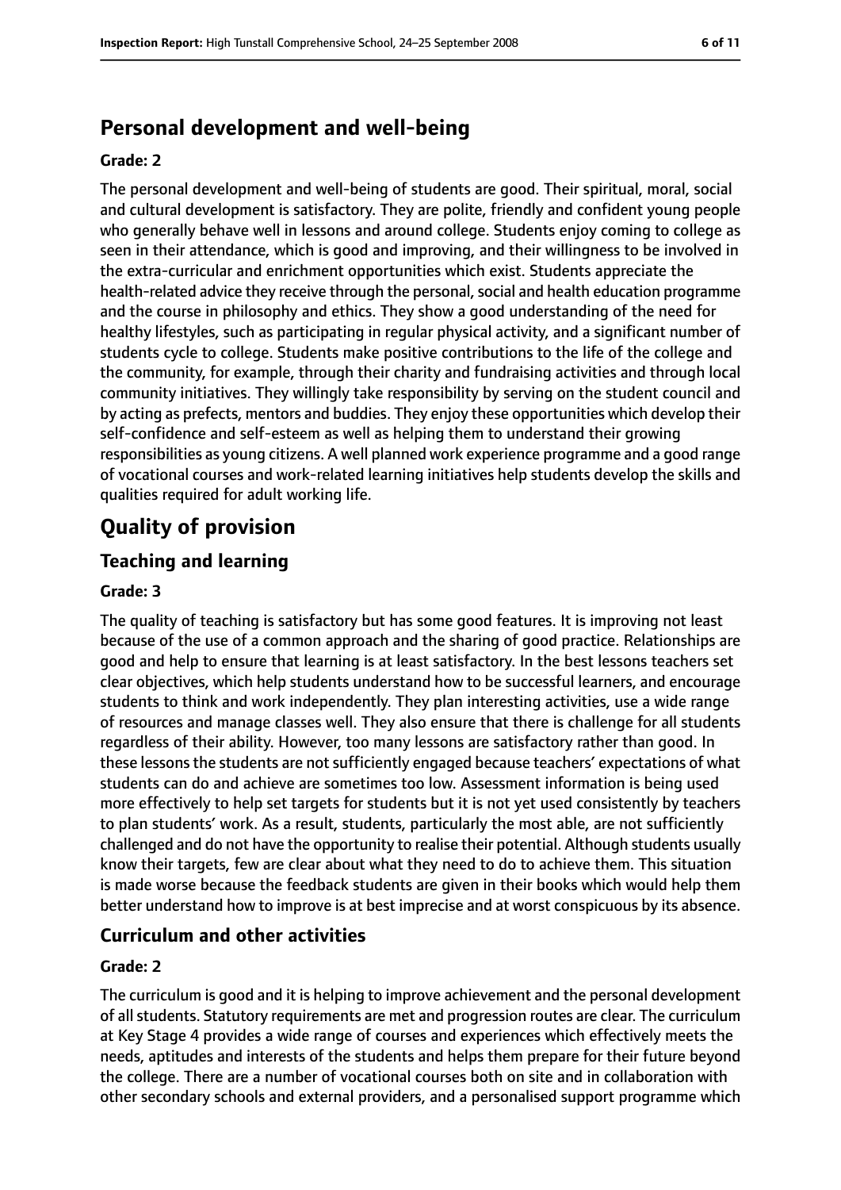## Personal development and well-being

**Grade: 2**

The personal development and well-being of students are good. Their spiritual, moral, social and cultural development is satisfactory. They are polite, friendly and confident young people who generally behave well in lessons and around college. Students enjoy coming to college as seen in their attendance, which is good and improving, and their willingness to be involved in the extra-curricular and enrichment opportunities which exist. Students appreciate the health-related advice they receive through the personal, social and health education programme and the course in philosophy and ethics. They show a good understanding of the need for healthy lifestyles, such as participating in regular physical activity, and a significant number of students cycle to college. Students make positive contributions to the life of the college and the community, for example, through their charity and fundraising activities and through local community initiatives. They willingly take responsibility by serving on the student council and by acting as prefects, mentors and buddies. They enjoy these opportunities which develop their self-confidence and self-esteem as well as helping them to understand their growing responsibilities as young citizens. A well planned work experience programme and a good range of vocational courses and work-related learning initiatives help students develop the skills and qualities required for adult working life.

# Quality of provision

## Teaching and learning

**Grade: 3**

The quality of teaching is satisfactory but has some good features. It is improving not least because of the use of a common approach and the sharing of good practice. Relationships are good and help to ensure that learning is at least satisfactory. In the best lessons teachers set clear objectives, which help students understand how to be successful learners, and encourage students to think and work independently. They plan interesting activities, use a wide range of resources and manage classes well. They also ensure that there is challenge for all students regardless of their ability. However, too many lessons are satisfactory rather than good. In these lessons the students are not sufficiently engaged because teachers' expectations of what students can do and achieve are sometimes too low. Assessment information is being used more effectively to help set targets for students but it is not yet used consistently by teachers to plan students' work. As a result, students, particularly the most able, are not sufficiently challenged and do not have the opportunity to realise their potential. Although students usually know their targets, few are clear about what they need to do to achieve them. This situation is made worse because the feedback students are given in their books which would help them better understand how to improve is at best imprecise and at worst conspicuous by its absence.

## Curriculum and other activities

**Grade: 2**

The curriculum is good and it is helping to improve achievement and the personal development of all students. Statutory requirements are met and progression routes are clear. The curriculum at Key Stage 4 provides a wide range of courses and experiences which effectively meets the needs, aptitudes and interests of the students and helps them prepare for their future beyond the college. There are a number of vocational courses both on site and in collaboration with other secondary schools and external providers, and a personalised support programme which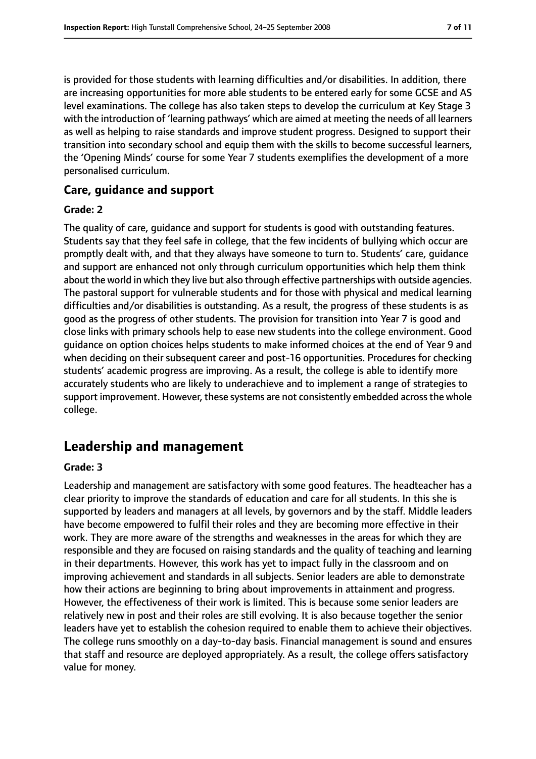is provided for those students with learning difficulties and/or disabilities. In addition, there are increasing opportunities for more able students to be entered early for some GCSE and AS level examinations. The college has also taken steps to develop the curriculum at Key Stage 3 with the introduction of 'learning pathways' which are aimed at meeting the needs of all learners as well as helping to raise standards and improve student progress. Designed to support their transition into secondary school and equip them with the skills to become successful learners, the 'Opening Minds' course for some Year 7 students exemplifies the development of a more personalised curriculum.

### Care, guidance and support

#### Grade: 2

The quality of care, guidance and support for students is good with outstanding features. Students say that they feel safe in college, that the few incidents of bullying which occur are promptly dealt with, and that they always have someone to turn to. Students' care, guidance and support are enhanced not only through curriculum opportunities which help them think about the world in which they live but also through effective partnerships with outside agencies. The pastoral support for vulnerable students and for those with physical and medical learning difficulties and/or disabilities is outstanding. As a result, the progress of these students is as good as the progress of other students. The provision for transition into Year 7 is good and close links with primary schools help to ease new students into the college environment. Good guidance on option choices helps students to make informed choices at the end of Year 9 and when deciding on their subsequent career and post-16 opportunities. Procedures for checking students' academic progress are improving. As a result, the college is able to identify more accurately students who are likely to underachieve and to implement a range of strategies to support improvement. However, these systems are not consistently embedded across the whole college.

## Leadership and management

#### Grade: 3

Leadership and management are satisfactory with some good features. The headteacher has a clear priority to improve the standards of education and care for all students. In this she is supported by leaders and managers at all levels, by governors and by the staff. Middle leaders have become empowered to fulfil their roles and they are becoming more effective in their work. They are more aware of the strengths and weaknesses in the areas for which they are responsible and they are focused on raising standards and the quality of teaching and learning in their departments. However, this work has yet to impact fully in the classroom and on improving achievement and standards in all subjects. Senior leaders are able to demonstrate how their actions are beginning to bring about improvements in attainment and progress. However, the effectiveness of their work is limited. This is because some senior leaders are relatively new in post and their roles are still evolving. It is also because together the senior leaders have yet to establish the cohesion required to enable them to achieve their objectives. The college runs smoothly on a day-to-day basis. Financial management is sound and ensures that staff and resource are deployed appropriately. As a result, the college offers satisfactory value for money.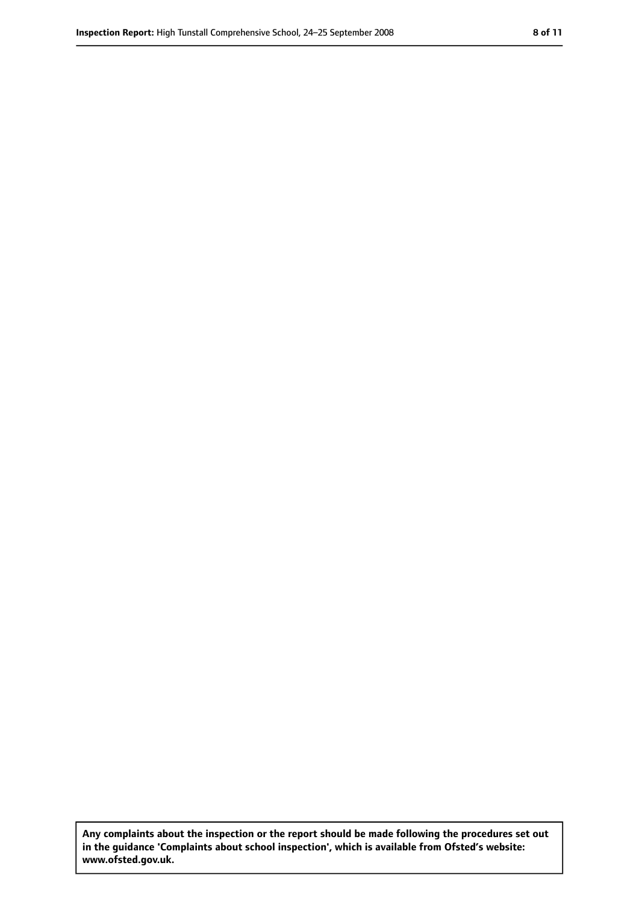**Any complaints about the inspection or the report should be made following the procedures set out in the guidance 'Complaints about school inspection', which is available from Ofsted's website: www.ofsted.gov.uk.**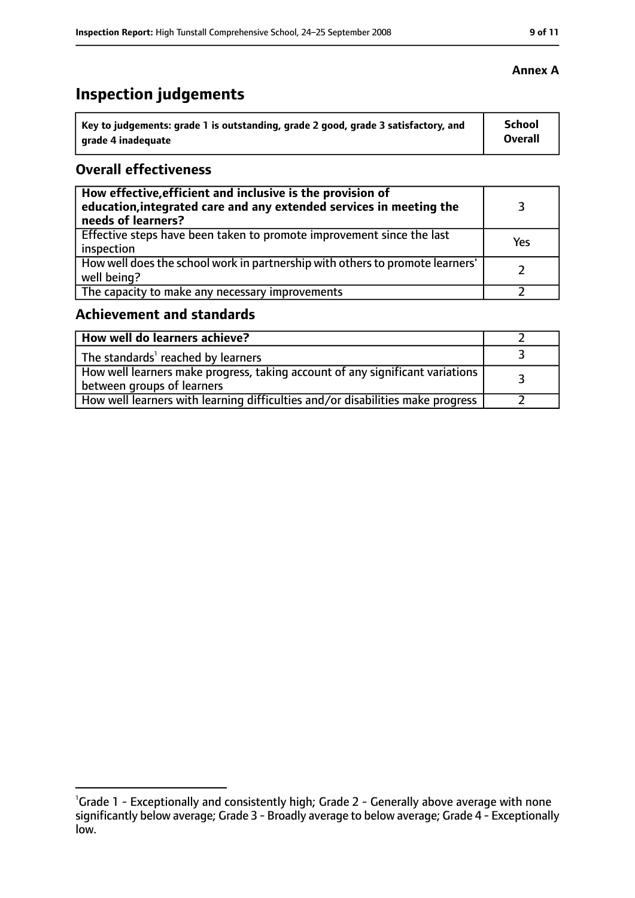**Annex A**

# Inspection judgements

| Key to judgements: grade 1 is outstanding, grade 2 good, grade 3 satisfactory, and grade 4 inadequate | School Overall |
|---|---|

## Overall effectiveness

| | |
|---|---|
| **How effective, efficient and inclusive is the provision of education, integrated care and any extended services in meeting the needs of learners?** | 3 |
| Effective steps have been taken to promote improvement since the last inspection | Yes |
| How well does the school work in partnership with others to promote learners' well being? | 2 |
| The capacity to make any necessary improvements | 2 |

## Achievement and standards

| | |
|---|---|
| **How well do learners achieve?** | 2 |
| The standards[1] reached by learners | 3 |
| How well learners make progress, taking account of any significant variations between groups of learners | 3 |
| How well learners with learning difficulties and/or disabilities make progress | 2 |

[1] Grade 1 - Exceptionally and consistently high; Grade 2 - Generally above average with none significantly below average; Grade 3 - Broadly average to below average; Grade 4 - Exceptionally low.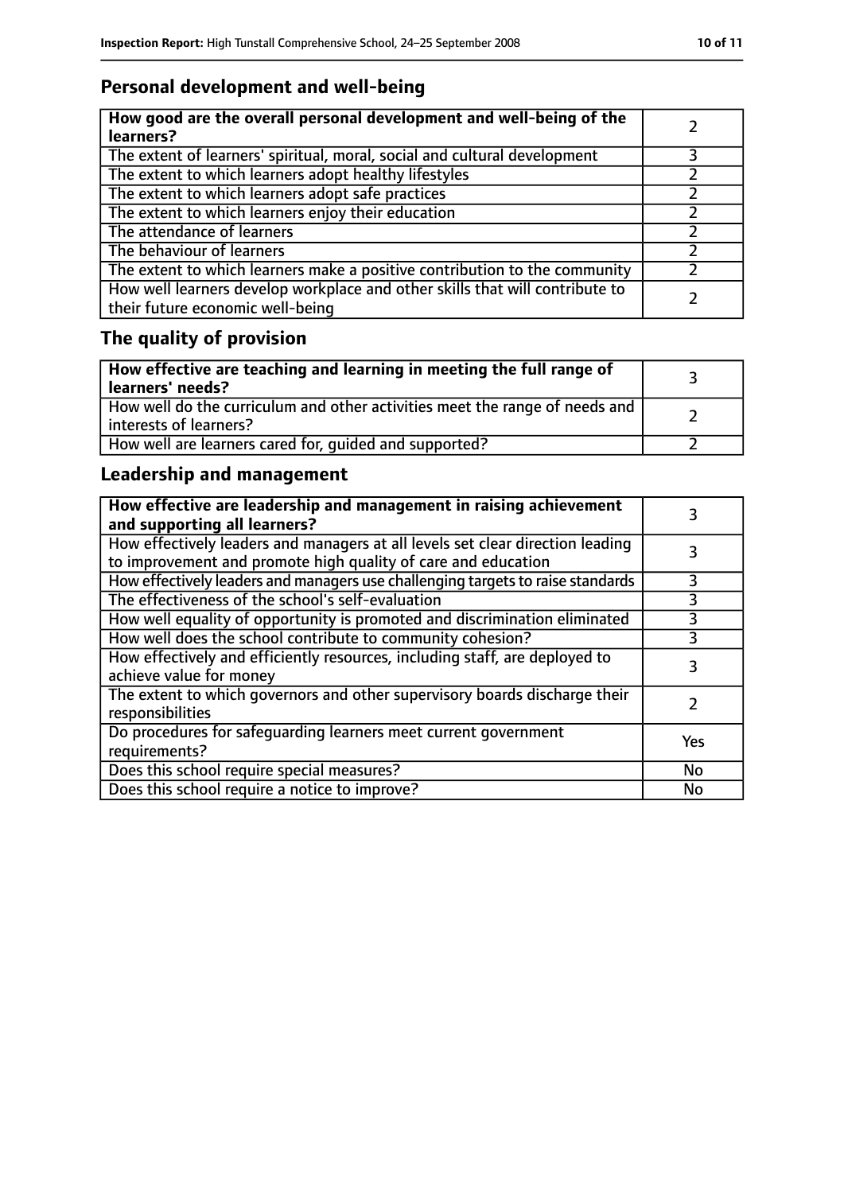## Personal development and well-being

| **How good are the overall personal development and well-being of the learners?** | 2 |
|---|---|
| The extent of learners' spiritual, moral, social and cultural development | 3 |
| The extent to which learners adopt healthy lifestyles | 2 |
| The extent to which learners adopt safe practices | 2 |
| The extent to which learners enjoy their education | 2 |
| The attendance of learners | 2 |
| The behaviour of learners | 2 |
| The extent to which learners make a positive contribution to the community | 2 |
| How well learners develop workplace and other skills that will contribute to their future economic well-being | 2 |

## The quality of provision

| **How effective are teaching and learning in meeting the full range of learners' needs?** | 3 |
|---|---|
| How well do the curriculum and other activities meet the range of needs and interests of learners? | 2 |
| How well are learners cared for, guided and supported? | 2 |

## Leadership and management

| **How effective are leadership and management in raising achievement and supporting all learners?** | 3 |
|---|---|
| How effectively leaders and managers at all levels set clear direction leading to improvement and promote high quality of care and education | 3 |
| How effectively leaders and managers use challenging targets to raise standards | 3 |
| The effectiveness of the school's self-evaluation | 3 |
| How well equality of opportunity is promoted and discrimination eliminated | 3 |
| How well does the school contribute to community cohesion? | 3 |
| How effectively and efficiently resources, including staff, are deployed to achieve value for money | 3 |
| The extent to which governors and other supervisory boards discharge their responsibilities | 2 |
| Do procedures for safeguarding learners meet current government requirements? | Yes |
| Does this school require special measures? | No |
| Does this school require a notice to improve? | No |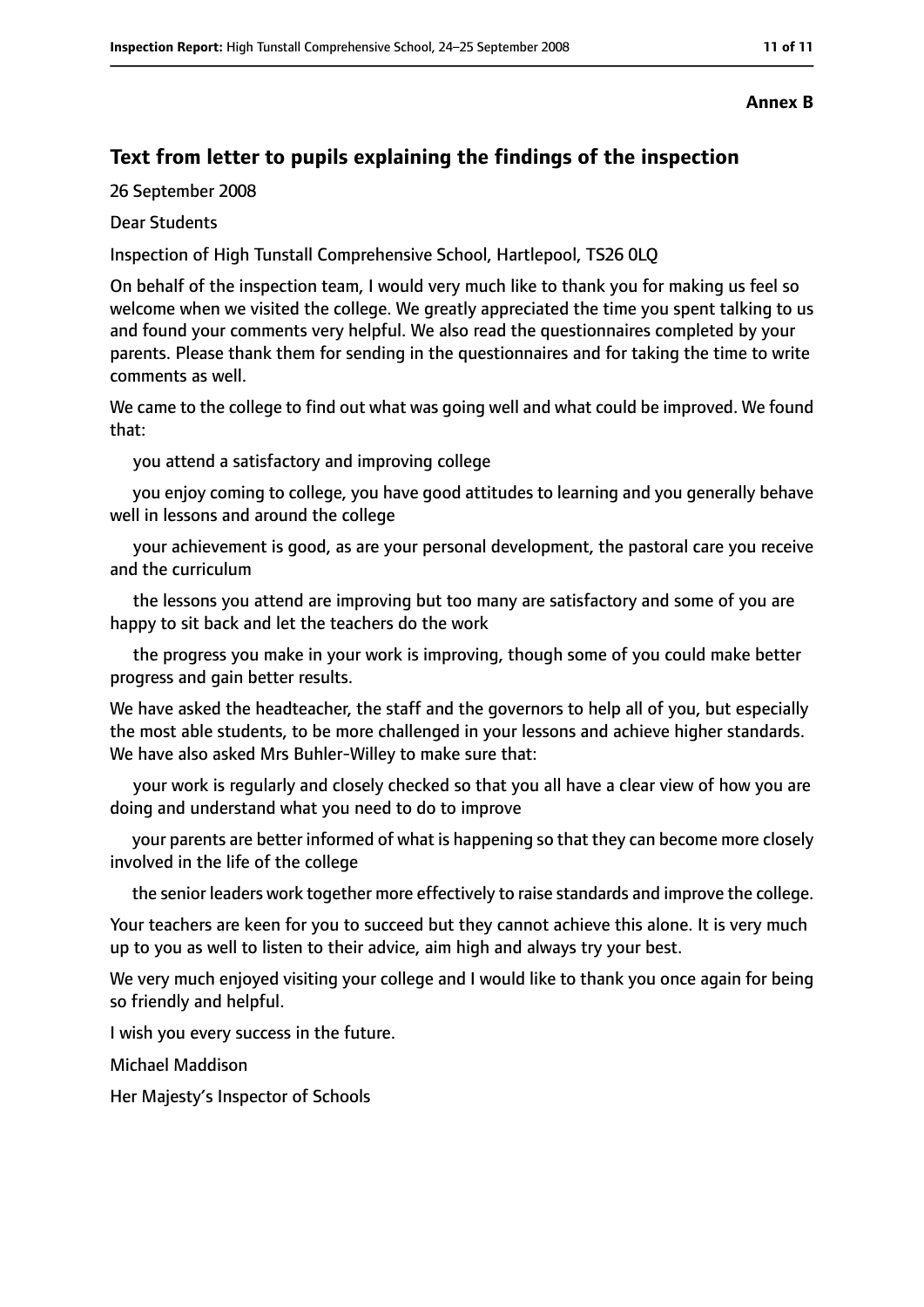**Annex B**

## Text from letter to pupils explaining the findings of the inspection

26 September 2008

Dear Students

Inspection of High Tunstall Comprehensive School, Hartlepool, TS26 0LQ

On behalf of the inspection team, I would very much like to thank you for making us feel so welcome when we visited the college. We greatly appreciated the time you spent talking to us and found your comments very helpful. We also read the questionnaires completed by your parents. Please thank them for sending in the questionnaires and for taking the time to write comments as well.

We came to the college to find out what was going well and what could be improved. We found that:

- you attend a satisfactory and improving college
- you enjoy coming to college, you have good attitudes to learning and you generally behave well in lessons and around the college
- your achievement is good, as are your personal development, the pastoral care you receive and the curriculum
- the lessons you attend are improving but too many are satisfactory and some of you are happy to sit back and let the teachers do the work
- the progress you make in your work is improving, though some of you could make better progress and gain better results.

We have asked the headteacher, the staff and the governors to help all of you, but especially the most able students, to be more challenged in your lessons and achieve higher standards. We have also asked Mrs Buhler-Willey to make sure that:

- your work is regularly and closely checked so that you all have a clear view of how you are doing and understand what you need to do to improve
- your parents are better informed of what is happening so that they can become more closely involved in the life of the college
- the senior leaders work together more effectively to raise standards and improve the college.

Your teachers are keen for you to succeed but they cannot achieve this alone. It is very much up to you as well to listen to their advice, aim high and always try your best.

We very much enjoyed visiting your college and I would like to thank you once again for being so friendly and helpful.

I wish you every success in the future.

Michael Maddison

Her Majesty's Inspector of Schools